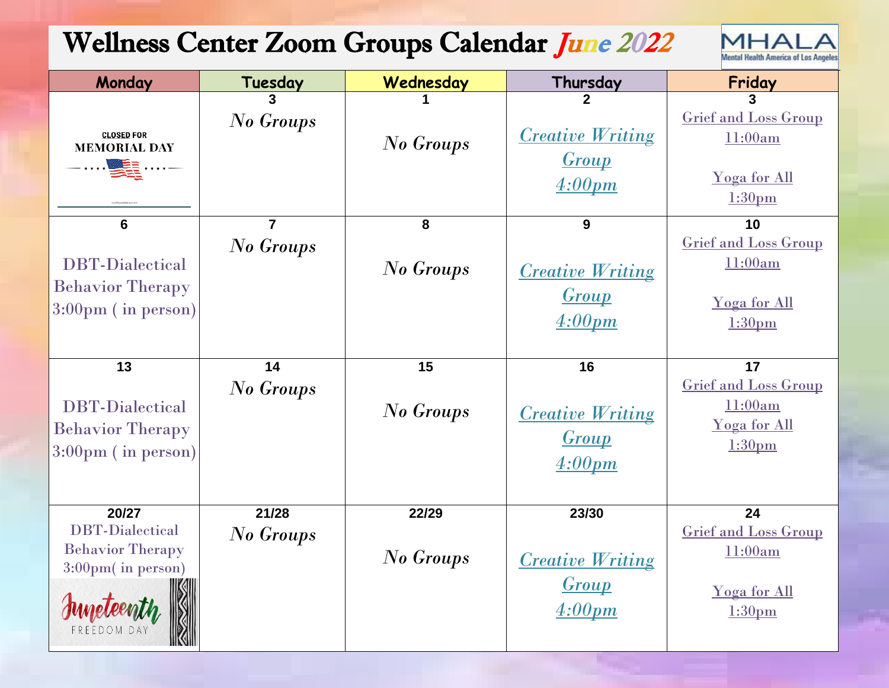# Wellness Center Zoom Groups Calendar *June 2022*

MHALA
Mental Health America of Los Angeles

| Monday | Tuesday | Wednesday | Thursday | Friday |
|---|---|---|---|---|
| CLOSED FOR MEMORIAL DAY | 3<br>*No Groups* | 1<br>*No Groups* | 2<br>*Creative Writing Group 4:00pm* | 3<br>Grief and Loss Group 11:00am<br>Yoga for All 1:30pm |
| 6<br>DBT-Dialectical Behavior Therapy 3:00pm ( in person) | 7<br>*No Groups* | 8<br>*No Groups* | 9<br>*Creative Writing Group 4:00pm* | 10<br>Grief and Loss Group 11:00am<br>Yoga for All 1:30pm |
| 13<br>DBT-Dialectical Behavior Therapy 3:00pm ( in person) | 14<br>*No Groups* | 15<br>*No Groups* | 16<br>*Creative Writing Group 4:00pm* | 17<br>Grief and Loss Group 11:00am<br>Yoga for All 1:30pm |
| 20/27<br>DBT-Dialectical Behavior Therapy 3:00pm( in person)<br>Juneteenth FREEDOM DAY | 21/28<br>*No Groups* | 22/29<br>*No Groups* | 23/30<br>*Creative Writing Group 4:00pm* | 24<br>Grief and Loss Group 11:00am<br>Yoga for All 1:30pm |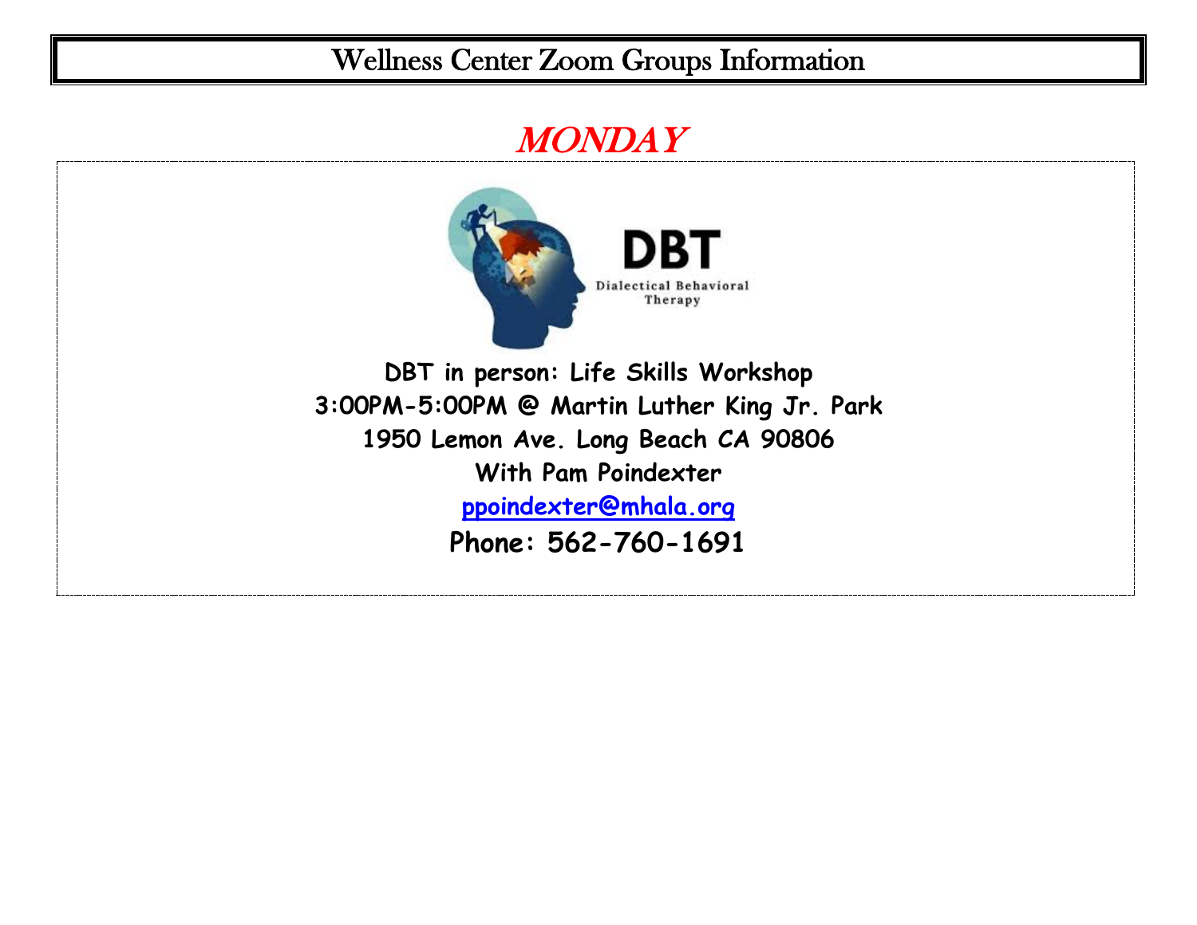# Wellness Center Zoom Groups Information

## *MONDAY*

DBT

Dialectical Behavioral Therapy

**DBT in person: Life Skills Workshop**
**3:00PM-5:00PM @ Martin Luther King Jr. Park**
**1950 Lemon Ave. Long Beach CA 90806**
**With Pam Poindexter**
**ppoindexter@mhala.org**
**Phone: 562-760-1691**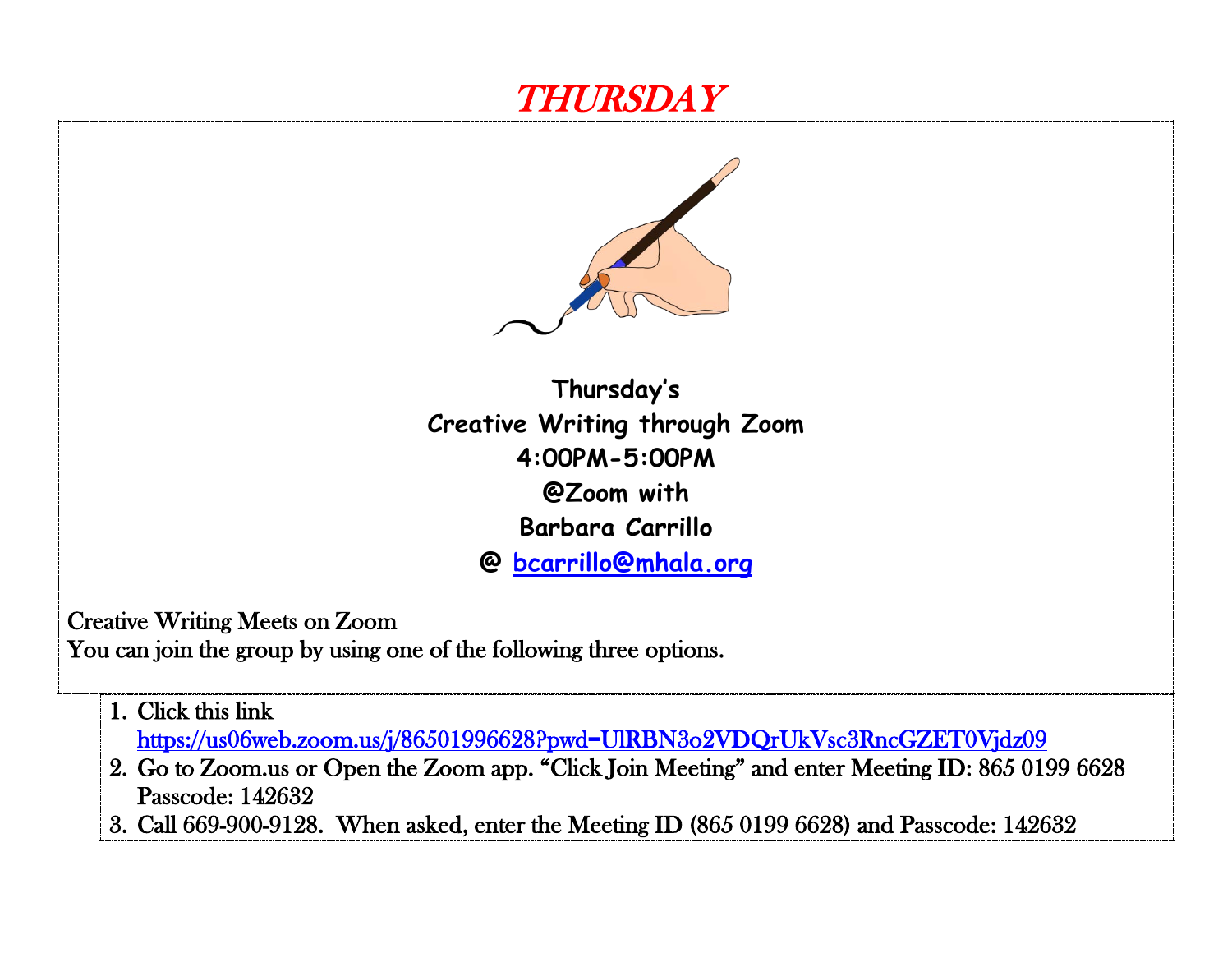# *THURSDAY*

**Thursday's**
**Creative Writing through Zoom**
**4:00PM-5:00PM**
**@Zoom with**
**Barbara Carrillo**
**@ bcarrillo@mhala.org**

Creative Writing Meets on Zoom
You can join the group by using one of the following three options.

1. Click this link https://us06web.zoom.us/j/86501996628?pwd=UlRBN3o2VDQrUkVsc3RncGZET0Vjdz09
2. Go to Zoom.us or Open the Zoom app. "Click Join Meeting" and enter Meeting ID: 865 0199 6628 Passcode: 142632
3. Call 669-900-9128. When asked, enter the Meeting ID (865 0199 6628) and Passcode: 142632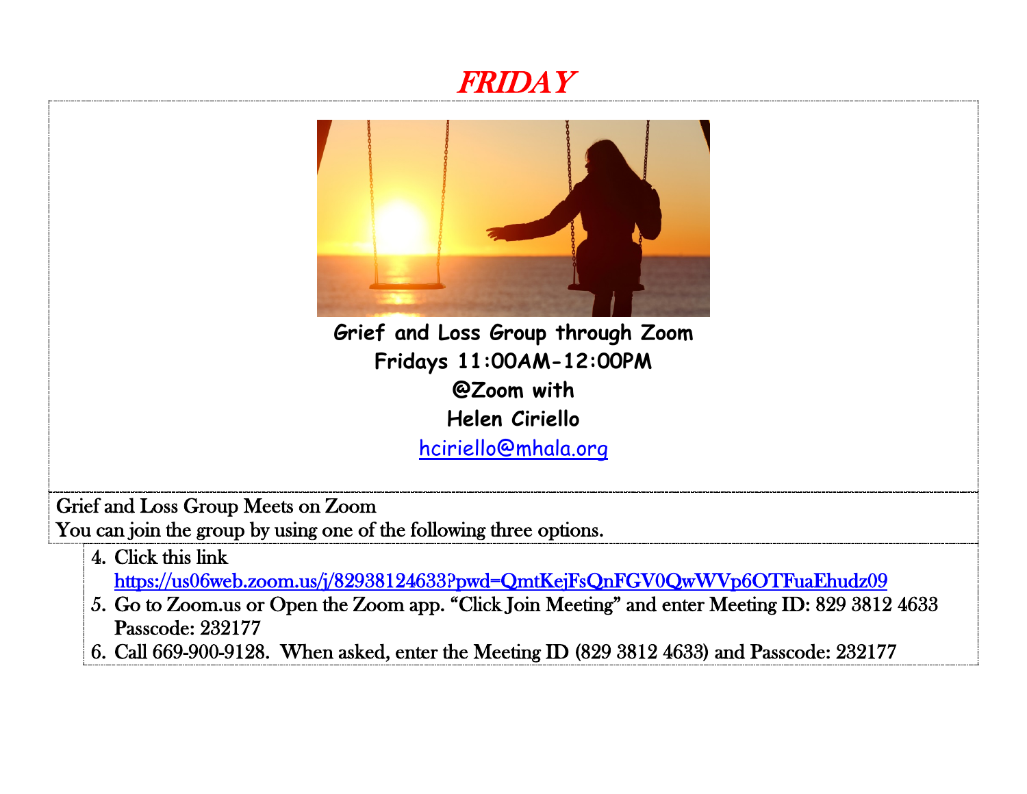# *FRIDAY*

**Grief and Loss Group through Zoom**
**Fridays 11:00AM-12:00PM**
**@Zoom with**
**Helen Ciriello**
hciriello@mhala.org

Grief and Loss Group Meets on Zoom
You can join the group by using one of the following three options.

4. Click this link https://us06web.zoom.us/j/82938124633?pwd=QmtKejFsQnFGV0QwWVp6OTFuaEhudz09
5. Go to Zoom.us or Open the Zoom app. "Click Join Meeting" and enter Meeting ID: 829 3812 4633 Passcode: 232177
6. Call 669-900-9128. When asked, enter the Meeting ID (829 3812 4633) and Passcode: 232177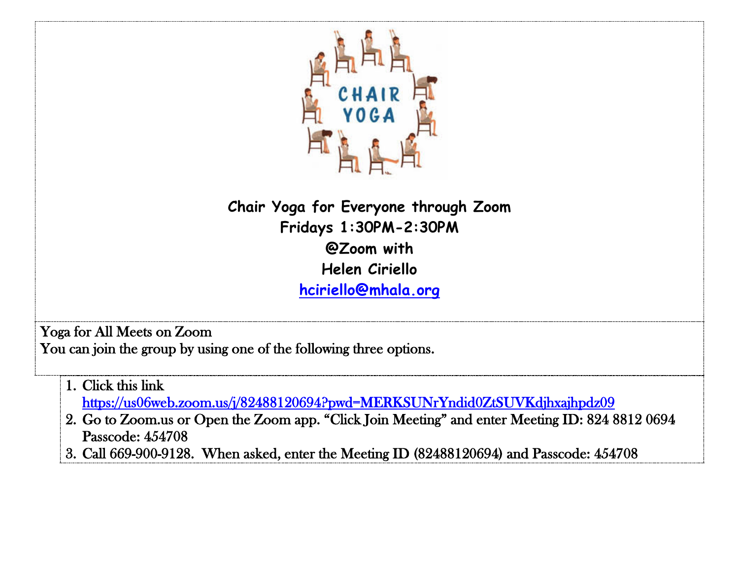**Chair Yoga for Everyone through Zoom**
**Fridays 1:30PM-2:30PM**
**@Zoom with**
**Helen Ciriello**
**hciriello@mhala.org**

Yoga for All Meets on Zoom
You can join the group by using one of the following three options.

1. Click this link
   https://us06web.zoom.us/j/82488120694?pwd=MERKSUNrYndid0ZtSUVKdjhxajhpdz09
2. Go to Zoom.us or Open the Zoom app. "Click Join Meeting" and enter Meeting ID: 824 8812 0694 Passcode: 454708
3. Call 669-900-9128. When asked, enter the Meeting ID (82488120694) and Passcode: 454708